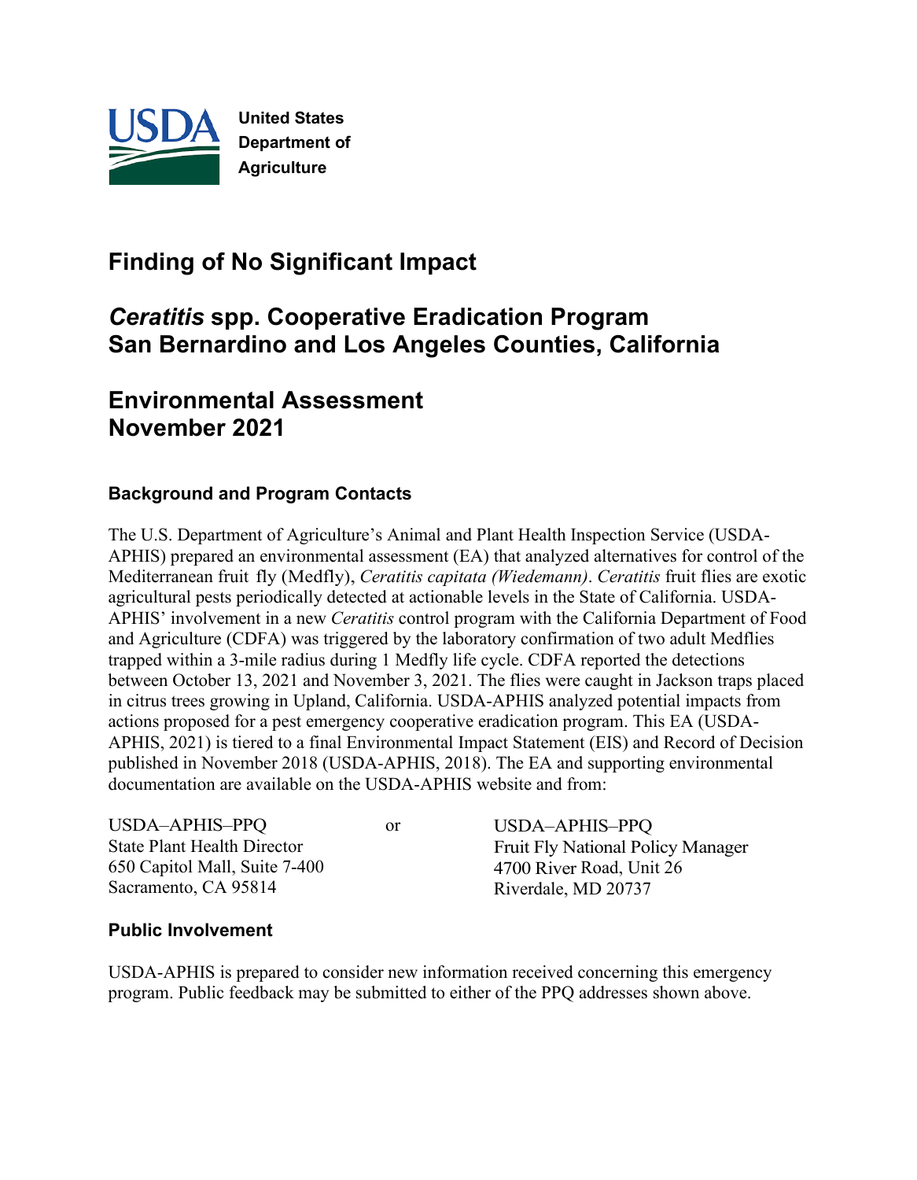United States Department of Agriculture

# Finding of No Significant Impact

## *Ceratitis* spp. Cooperative Eradication Program San Bernardino and Los Angeles Counties, California

## Environmental Assessment November 2021

### Background and Program Contacts

The U.S. Department of Agriculture's Animal and Plant Health Inspection Service (USDA-APHIS) prepared an environmental assessment (EA) that analyzed alternatives for control of the Mediterranean fruit fly (Medfly), *Ceratitis capitata (Wiedemann)*. *Ceratitis* fruit flies are exotic agricultural pests periodically detected at actionable levels in the State of California. USDA-APHIS' involvement in a new *Ceratitis* control program with the California Department of Food and Agriculture (CDFA) was triggered by the laboratory confirmation of two adult Medflies trapped within a 3-mile radius during 1 Medfly life cycle. CDFA reported the detections between October 13, 2021 and November 3, 2021. The flies were caught in Jackson traps placed in citrus trees growing in Upland, California. USDA-APHIS analyzed potential impacts from actions proposed for a pest emergency cooperative eradication program. This EA (USDA-APHIS, 2021) is tiered to a final Environmental Impact Statement (EIS) and Record of Decision published in November 2018 (USDA-APHIS, 2018). The EA and supporting environmental documentation are available on the USDA-APHIS website and from:

USDA–APHIS–PPQ
State Plant Health Director
650 Capitol Mall, Suite 7-400
Sacramento, CA 95814

or

USDA–APHIS–PPQ
Fruit Fly National Policy Manager
4700 River Road, Unit 26
Riverdale, MD 20737

### Public Involvement

USDA-APHIS is prepared to consider new information received concerning this emergency program. Public feedback may be submitted to either of the PPQ addresses shown above.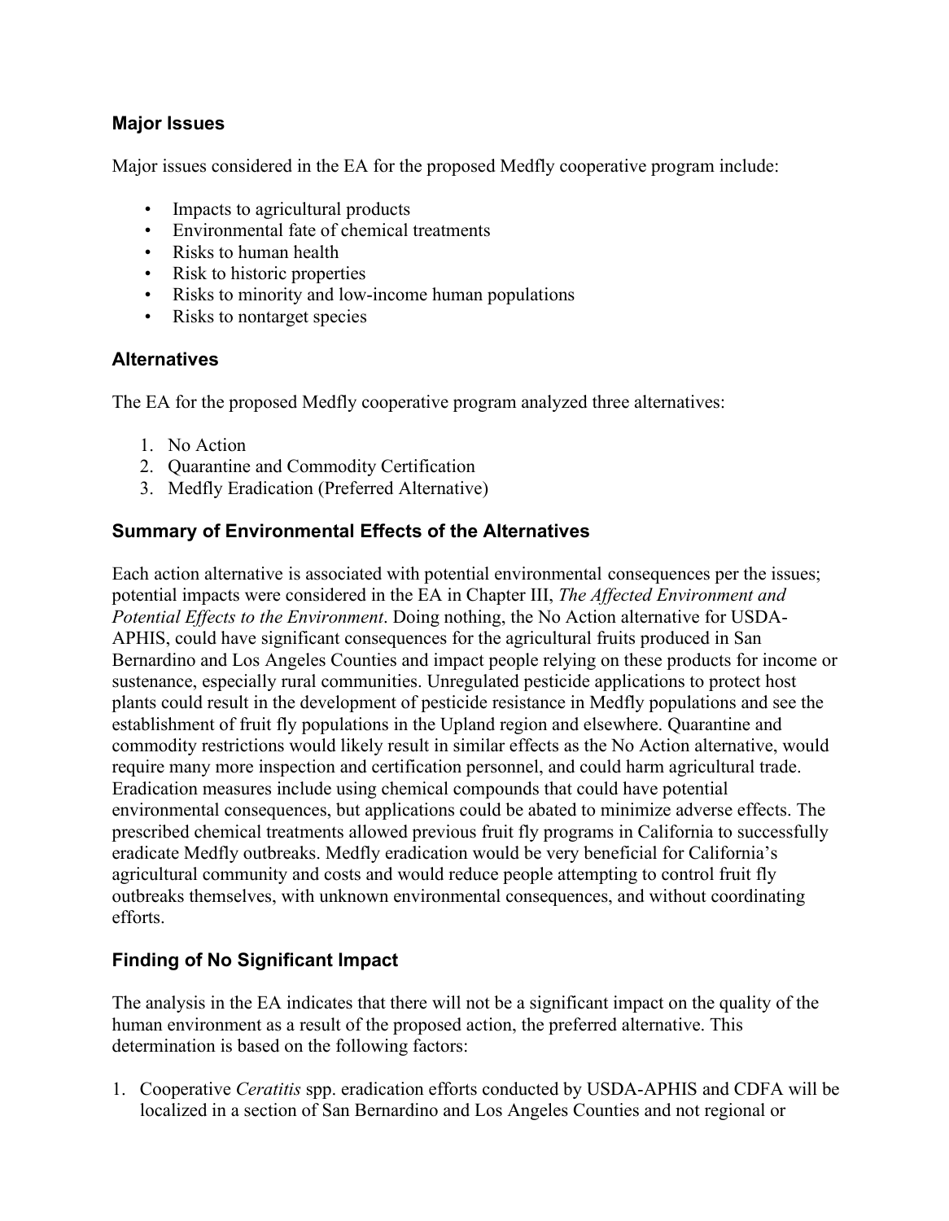## Major Issues

Major issues considered in the EA for the proposed Medfly cooperative program include:

- Impacts to agricultural products
- Environmental fate of chemical treatments
- Risks to human health
- Risk to historic properties
- Risks to minority and low-income human populations
- Risks to nontarget species

## Alternatives

The EA for the proposed Medfly cooperative program analyzed three alternatives:

1. No Action
2. Quarantine and Commodity Certification
3. Medfly Eradication (Preferred Alternative)

## Summary of Environmental Effects of the Alternatives

Each action alternative is associated with potential environmental consequences per the issues; potential impacts were considered in the EA in Chapter III, *The Affected Environment and Potential Effects to the Environment*. Doing nothing, the No Action alternative for USDA-APHIS, could have significant consequences for the agricultural fruits produced in San Bernardino and Los Angeles Counties and impact people relying on these products for income or sustenance, especially rural communities. Unregulated pesticide applications to protect host plants could result in the development of pesticide resistance in Medfly populations and see the establishment of fruit fly populations in the Upland region and elsewhere. Quarantine and commodity restrictions would likely result in similar effects as the No Action alternative, would require many more inspection and certification personnel, and could harm agricultural trade. Eradication measures include using chemical compounds that could have potential environmental consequences, but applications could be abated to minimize adverse effects. The prescribed chemical treatments allowed previous fruit fly programs in California to successfully eradicate Medfly outbreaks. Medfly eradication would be very beneficial for California's agricultural community and costs and would reduce people attempting to control fruit fly outbreaks themselves, with unknown environmental consequences, and without coordinating efforts.

## Finding of No Significant Impact

The analysis in the EA indicates that there will not be a significant impact on the quality of the human environment as a result of the proposed action, the preferred alternative. This determination is based on the following factors:

1. Cooperative *Ceratitis* spp. eradication efforts conducted by USDA-APHIS and CDFA will be localized in a section of San Bernardino and Los Angeles Counties and not regional or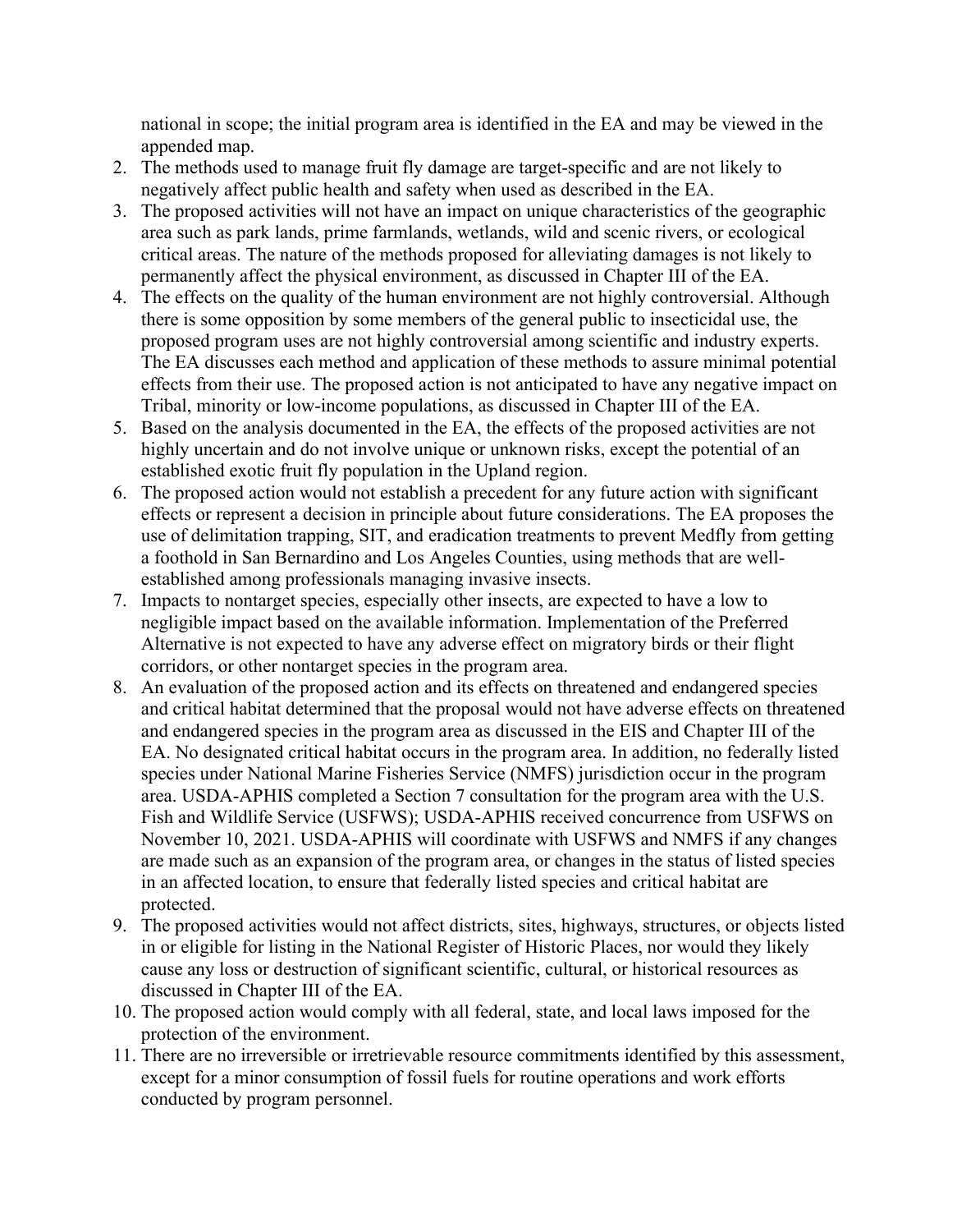national in scope; the initial program area is identified in the EA and may be viewed in the appended map.

2. The methods used to manage fruit fly damage are target-specific and are not likely to negatively affect public health and safety when used as described in the EA.
3. The proposed activities will not have an impact on unique characteristics of the geographic area such as park lands, prime farmlands, wetlands, wild and scenic rivers, or ecological critical areas. The nature of the methods proposed for alleviating damages is not likely to permanently affect the physical environment, as discussed in Chapter III of the EA.
4. The effects on the quality of the human environment are not highly controversial. Although there is some opposition by some members of the general public to insecticidal use, the proposed program uses are not highly controversial among scientific and industry experts. The EA discusses each method and application of these methods to assure minimal potential effects from their use. The proposed action is not anticipated to have any negative impact on Tribal, minority or low-income populations, as discussed in Chapter III of the EA.
5. Based on the analysis documented in the EA, the effects of the proposed activities are not highly uncertain and do not involve unique or unknown risks, except the potential of an established exotic fruit fly population in the Upland region.
6. The proposed action would not establish a precedent for any future action with significant effects or represent a decision in principle about future considerations. The EA proposes the use of delimitation trapping, SIT, and eradication treatments to prevent Medfly from getting a foothold in San Bernardino and Los Angeles Counties, using methods that are well-established among professionals managing invasive insects.
7. Impacts to nontarget species, especially other insects, are expected to have a low to negligible impact based on the available information. Implementation of the Preferred Alternative is not expected to have any adverse effect on migratory birds or their flight corridors, or other nontarget species in the program area.
8. An evaluation of the proposed action and its effects on threatened and endangered species and critical habitat determined that the proposal would not have adverse effects on threatened and endangered species in the program area as discussed in the EIS and Chapter III of the EA. No designated critical habitat occurs in the program area. In addition, no federally listed species under National Marine Fisheries Service (NMFS) jurisdiction occur in the program area. USDA-APHIS completed a Section 7 consultation for the program area with the U.S. Fish and Wildlife Service (USFWS); USDA-APHIS received concurrence from USFWS on November 10, 2021. USDA-APHIS will coordinate with USFWS and NMFS if any changes are made such as an expansion of the program area, or changes in the status of listed species in an affected location, to ensure that federally listed species and critical habitat are protected.
9. The proposed activities would not affect districts, sites, highways, structures, or objects listed in or eligible for listing in the National Register of Historic Places, nor would they likely cause any loss or destruction of significant scientific, cultural, or historical resources as discussed in Chapter III of the EA.
10. The proposed action would comply with all federal, state, and local laws imposed for the protection of the environment.
11. There are no irreversible or irretrievable resource commitments identified by this assessment, except for a minor consumption of fossil fuels for routine operations and work efforts conducted by program personnel.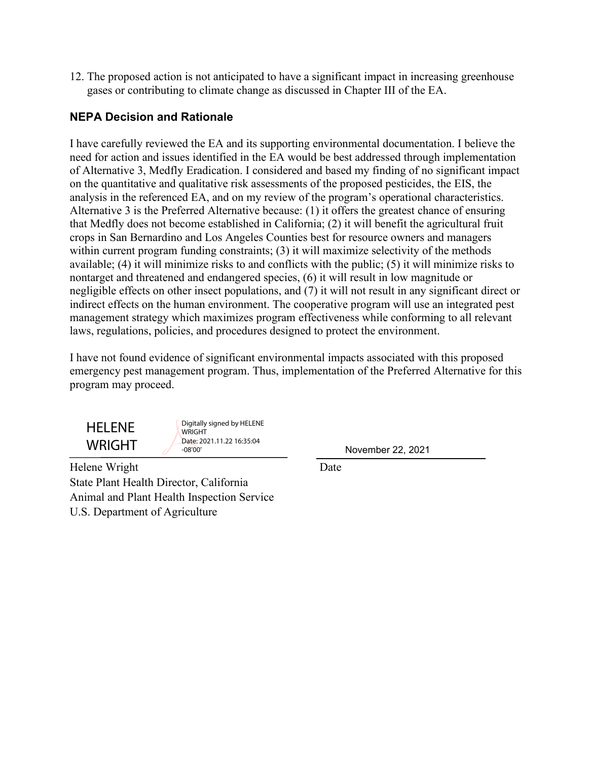12. The proposed action is not anticipated to have a significant impact in increasing greenhouse gases or contributing to climate change as discussed in Chapter III of the EA.

### NEPA Decision and Rationale

I have carefully reviewed the EA and its supporting environmental documentation. I believe the need for action and issues identified in the EA would be best addressed through implementation of Alternative 3, Medfly Eradication. I considered and based my finding of no significant impact on the quantitative and qualitative risk assessments of the proposed pesticides, the EIS, the analysis in the referenced EA, and on my review of the program's operational characteristics. Alternative 3 is the Preferred Alternative because: (1) it offers the greatest chance of ensuring that Medfly does not become established in California; (2) it will benefit the agricultural fruit crops in San Bernardino and Los Angeles Counties best for resource owners and managers within current program funding constraints; (3) it will maximize selectivity of the methods available; (4) it will minimize risks to and conflicts with the public; (5) it will minimize risks to nontarget and threatened and endangered species, (6) it will result in low magnitude or negligible effects on other insect populations, and (7) it will not result in any significant direct or indirect effects on the human environment. The cooperative program will use an integrated pest management strategy which maximizes program effectiveness while conforming to all relevant laws, regulations, policies, and procedures designed to protect the environment.

I have not found evidence of significant environmental impacts associated with this proposed emergency pest management program. Thus, implementation of the Preferred Alternative for this program may proceed.

HELENE WRIGHT — Digitally signed by HELENE WRIGHT Date: 2021.11.22 16:35:04 -08'00'

Helene Wright
State Plant Health Director, California
Animal and Plant Health Inspection Service
U.S. Department of Agriculture

November 22, 2021
Date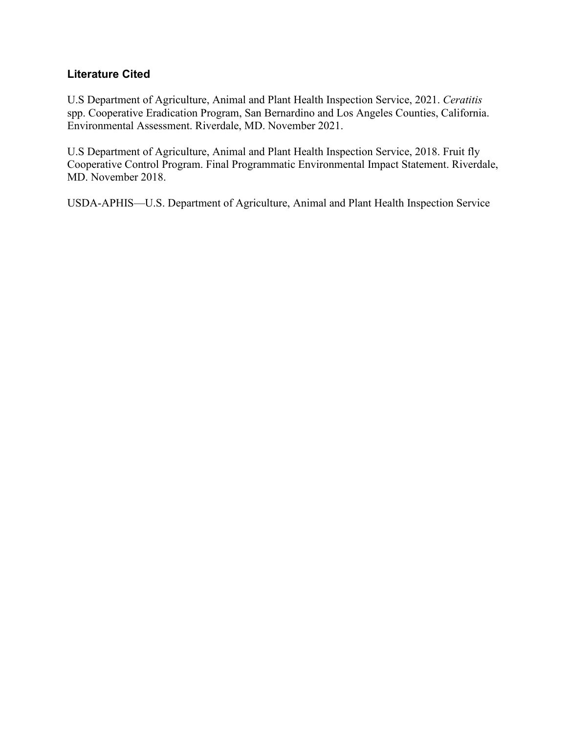## Literature Cited

U.S Department of Agriculture, Animal and Plant Health Inspection Service, 2021. *Ceratitis* spp. Cooperative Eradication Program, San Bernardino and Los Angeles Counties, California. Environmental Assessment. Riverdale, MD. November 2021.

U.S Department of Agriculture, Animal and Plant Health Inspection Service, 2018. Fruit fly Cooperative Control Program. Final Programmatic Environmental Impact Statement. Riverdale, MD. November 2018.

USDA-APHIS—U.S. Department of Agriculture, Animal and Plant Health Inspection Service